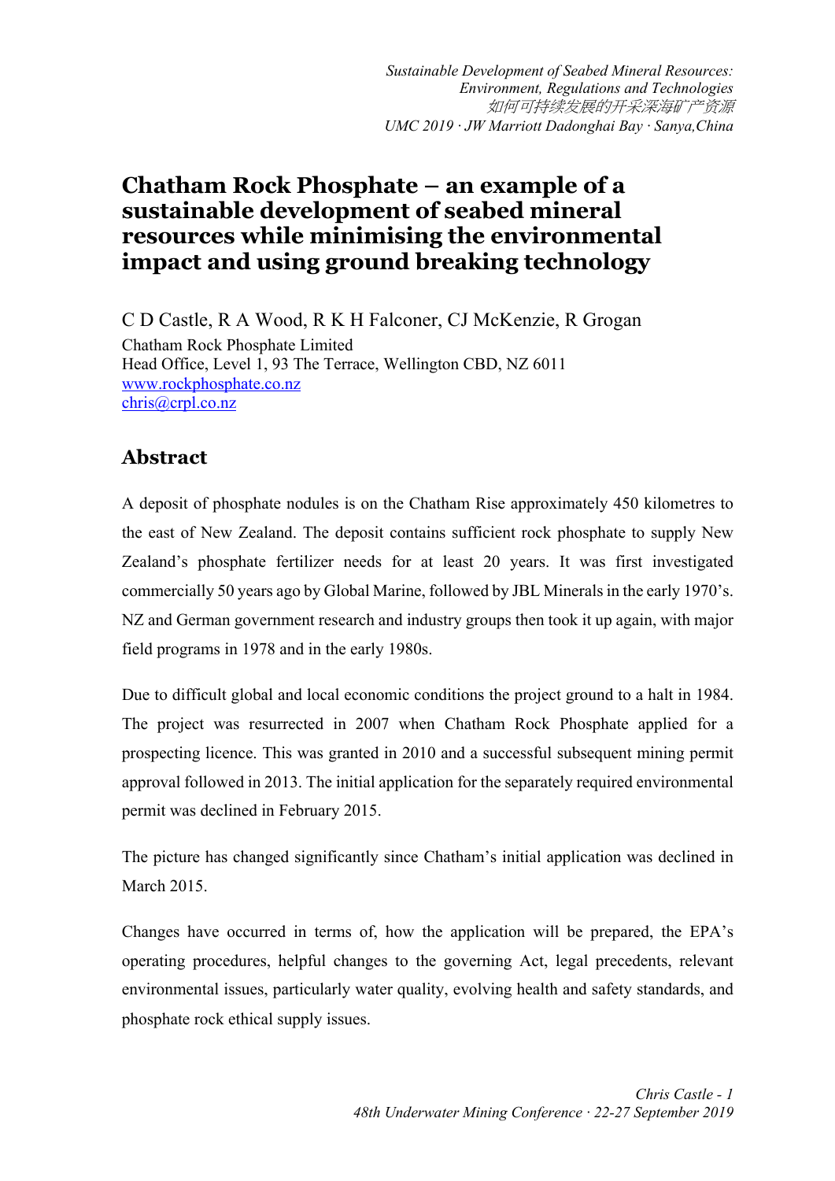# Chatham Rock Phosphate – an example of a sustainable development of seabed mineral resources while minimising the environmental impact and using ground breaking technology

C D Castle, R A Wood, R K H Falconer, CJ McKenzie, R Grogan

Chatham Rock Phosphate Limited
Head Office, Level 1, 93 The Terrace, Wellington CBD, NZ 6011
www.rockphosphate.co.nz
chris@crpl.co.nz

## Abstract

A deposit of phosphate nodules is on the Chatham Rise approximately 450 kilometres to the east of New Zealand. The deposit contains sufficient rock phosphate to supply New Zealand's phosphate fertilizer needs for at least 20 years. It was first investigated commercially 50 years ago by Global Marine, followed by JBL Minerals in the early 1970's. NZ and German government research and industry groups then took it up again, with major field programs in 1978 and in the early 1980s.

Due to difficult global and local economic conditions the project ground to a halt in 1984. The project was resurrected in 2007 when Chatham Rock Phosphate applied for a prospecting licence. This was granted in 2010 and a successful subsequent mining permit approval followed in 2013. The initial application for the separately required environmental permit was declined in February 2015.

The picture has changed significantly since Chatham's initial application was declined in March 2015.

Changes have occurred in terms of, how the application will be prepared, the EPA's operating procedures, helpful changes to the governing Act, legal precedents, relevant environmental issues, particularly water quality, evolving health and safety standards, and phosphate rock ethical supply issues.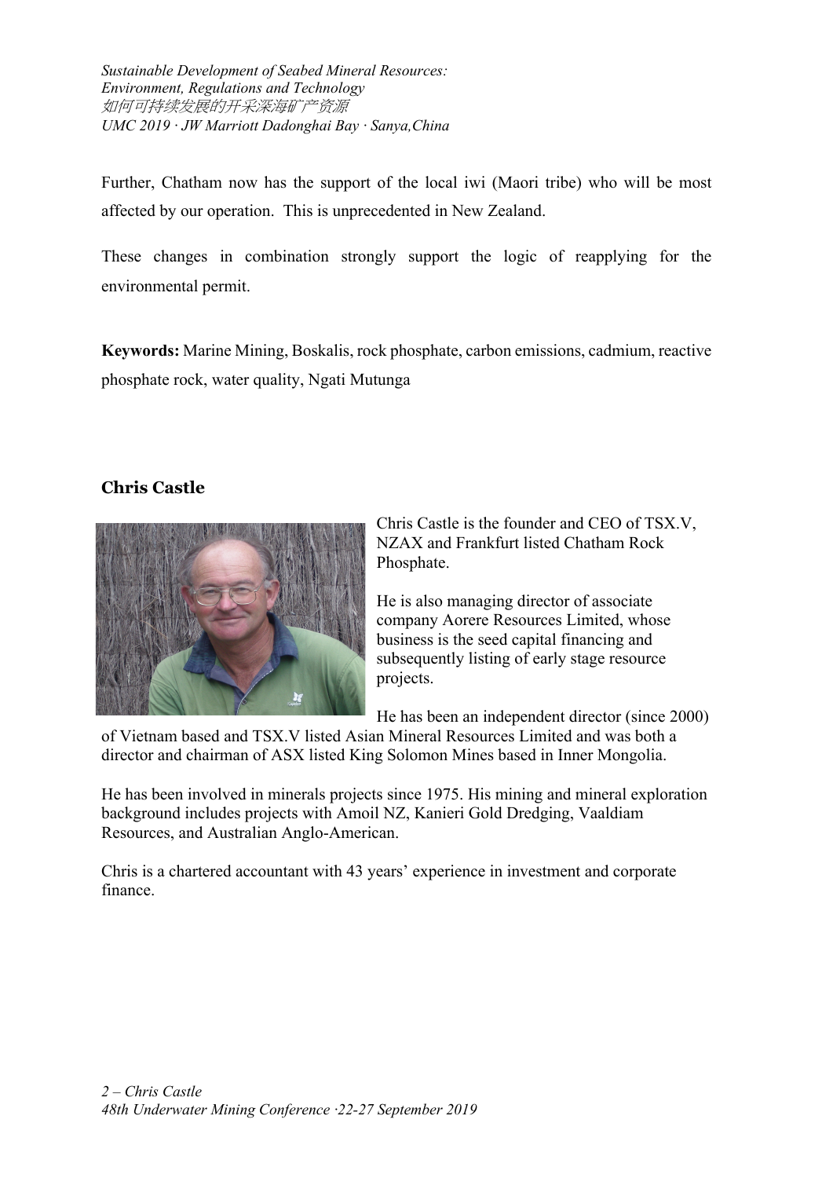Further, Chatham now has the support of the local iwi (Maori tribe) who will be most affected by our operation. This is unprecedented in New Zealand.

These changes in combination strongly support the logic of reapplying for the environmental permit.

**Keywords:** Marine Mining, Boskalis, rock phosphate, carbon emissions, cadmium, reactive phosphate rock, water quality, Ngati Mutunga

## Chris Castle

Chris Castle is the founder and CEO of TSX.V, NZAX and Frankfurt listed Chatham Rock Phosphate.

He is also managing director of associate company Aorere Resources Limited, whose business is the seed capital financing and subsequently listing of early stage resource projects.

He has been an independent director (since 2000) of Vietnam based and TSX.V listed Asian Mineral Resources Limited and was both a director and chairman of ASX listed King Solomon Mines based in Inner Mongolia.

He has been involved in minerals projects since 1975. His mining and mineral exploration background includes projects with Amoil NZ, Kanieri Gold Dredging, Vaaldiam Resources, and Australian Anglo-American.

Chris is a chartered accountant with 43 years' experience in investment and corporate finance.